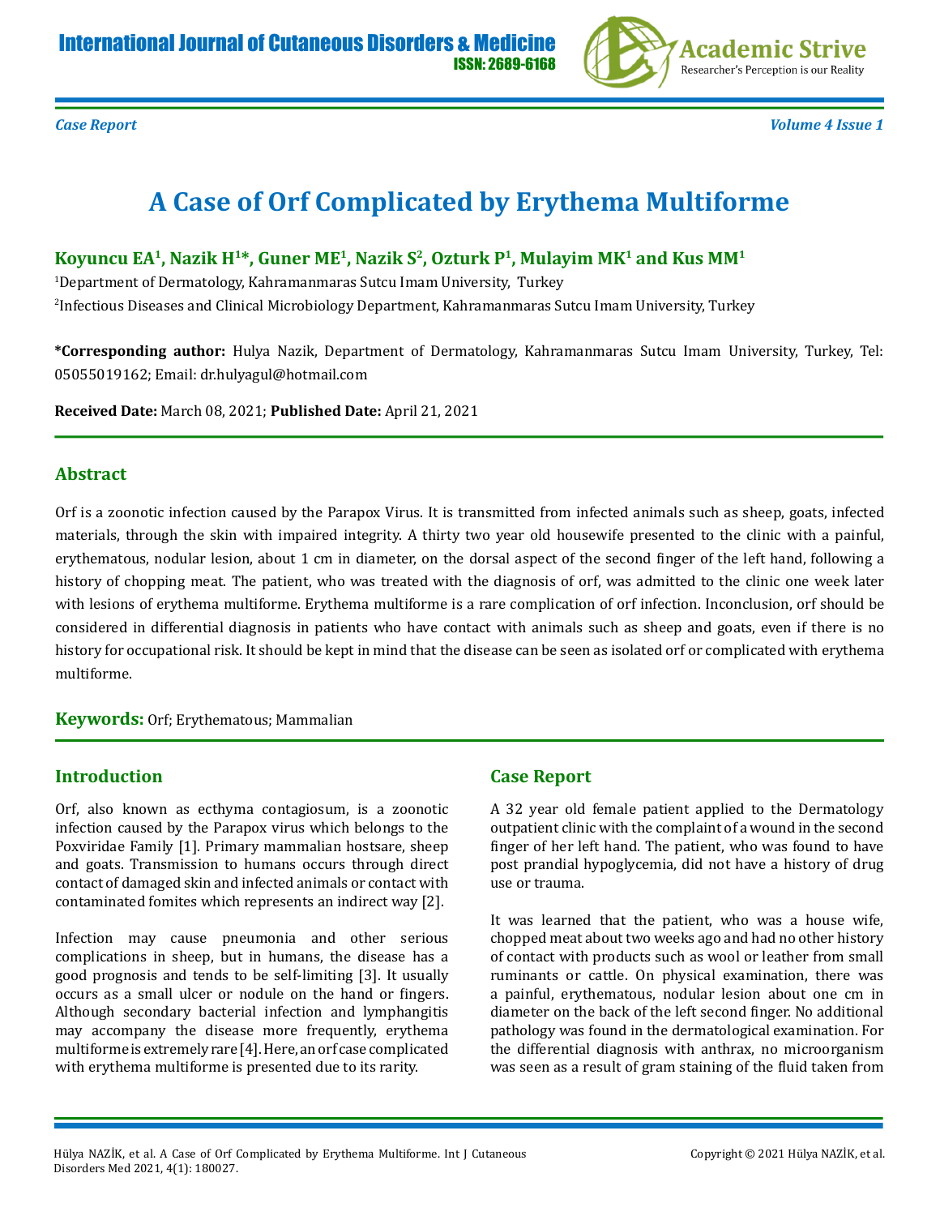*Case Report*

# A Case of Orf Complicated by Erythema Multiforme

**Koyuncu EA[1], Nazik H[1]*, Guner ME[1], Nazik S[2], Ozturk P[1], Mulayim MK[1] and Kus MM[1]**

[1]Department of Dermatology, Kahramanmaras Sutcu Imam University, Turkey

[2]Infectious Diseases and Clinical Microbiology Department, Kahramanmaras Sutcu Imam University, Turkey

**\*Corresponding author:** Hulya Nazik, Department of Dermatology, Kahramanmaras Sutcu Imam University, Turkey, Tel: 05055019162; Email: dr.hulyagul@hotmail.com

**Received Date:** March 08, 2021; **Published Date:** April 21, 2021

## Abstract

Orf is a zoonotic infection caused by the Parapox Virus. It is transmitted from infected animals such as sheep, goats, infected materials, through the skin with impaired integrity. A thirty two year old housewife presented to the clinic with a painful, erythematous, nodular lesion, about 1 cm in diameter, on the dorsal aspect of the second finger of the left hand, following a history of chopping meat. The patient, who was treated with the diagnosis of orf, was admitted to the clinic one week later with lesions of erythema multiforme. Erythema multiforme is a rare complication of orf infection. Inconclusion, orf should be considered in differential diagnosis in patients who have contact with animals such as sheep and goats, even if there is no history for occupational risk. It should be kept in mind that the disease can be seen as isolated orf or complicated with erythema multiforme.

**Keywords:** Orf; Erythematous; Mammalian

## Introduction

Orf, also known as ecthyma contagiosum, is a zoonotic infection caused by the Parapox virus which belongs to the Poxviridae Family [1]. Primary mammalian hostsare, sheep and goats. Transmission to humans occurs through direct contact of damaged skin and infected animals or contact with contaminated fomites which represents an indirect way [2].

Infection may cause pneumonia and other serious complications in sheep, but in humans, the disease has a good prognosis and tends to be self-limiting [3]. It usually occurs as a small ulcer or nodule on the hand or fingers. Although secondary bacterial infection and lymphangitis may accompany the disease more frequently, erythema multiforme is extremely rare [4]. Here, an orf case complicated with erythema multiforme is presented due to its rarity.

## Case Report

A 32 year old female patient applied to the Dermatology outpatient clinic with the complaint of a wound in the second finger of her left hand. The patient, who was found to have post prandial hypoglycemia, did not have a history of drug use or trauma.

It was learned that the patient, who was a house wife, chopped meat about two weeks ago and had no other history of contact with products such as wool or leather from small ruminants or cattle. On physical examination, there was a painful, erythematous, nodular lesion about one cm in diameter on the back of the left second finger. No additional pathology was found in the dermatological examination. For the differential diagnosis with anthrax, no microorganism was seen as a result of gram staining of the fluid taken from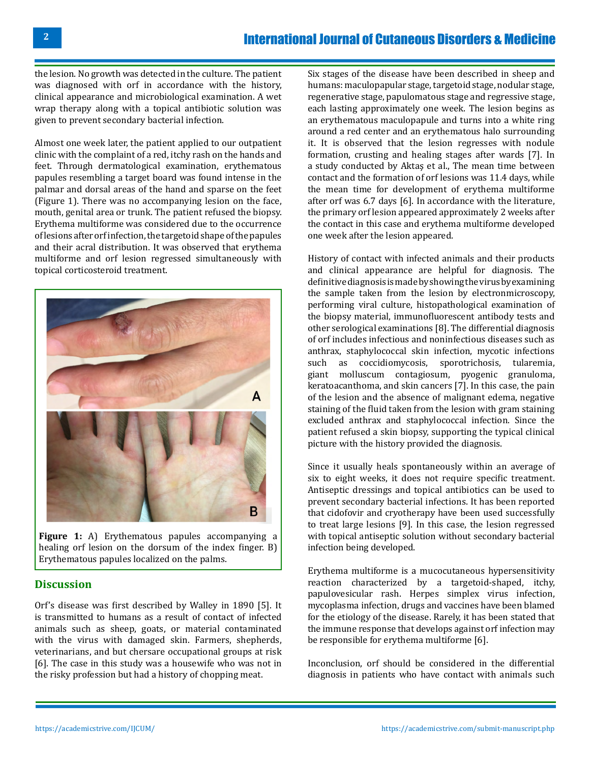the lesion. No growth was detected in the culture. The patient was diagnosed with orf in accordance with the history, clinical appearance and microbiological examination. A wet wrap therapy along with a topical antibiotic solution was given to prevent secondary bacterial infection.

Almost one week later, the patient applied to our outpatient clinic with the complaint of a red, itchy rash on the hands and feet. Through dermatological examination, erythematous papules resembling a target board was found intense in the palmar and dorsal areas of the hand and sparse on the feet (Figure 1). There was no accompanying lesion on the face, mouth, genital area or trunk. The patient refused the biopsy. Erythema multiforme was considered due to the occurrence of lesions after orf infection, the targetoid shape of the papules and their acral distribution. It was observed that erythema multiforme and orf lesion regressed simultaneously with topical corticosteroid treatment.

**Figure 1:** A) Erythematous papules accompanying a healing orf lesion on the dorsum of the index finger. B) Erythematous papules localized on the palms.

## Discussion

Orf's disease was first described by Walley in 1890 [5]. It is transmitted to humans as a result of contact of infected animals such as sheep, goats, or material contaminated with the virus with damaged skin. Farmers, shepherds, veterinarians, and but chersare occupational groups at risk [6]. The case in this study was a housewife who was not in the risky profession but had a history of chopping meat.

Six stages of the disease have been described in sheep and humans: maculopapular stage, targetoid stage, nodular stage, regenerative stage, papulomatous stage and regressive stage, each lasting approximately one week. The lesion begins as an erythematous maculopapule and turns into a white ring around a red center and an erythematous halo surrounding it. It is observed that the lesion regresses with nodule formation, crusting and healing stages after wards [7]. In a study conducted by Aktaş et al., The mean time between contact and the formation of orf lesions was 11.4 days, while the mean time for development of erythema multiforme after orf was 6.7 days [6]. In accordance with the literature, the primary orf lesion appeared approximately 2 weeks after the contact in this case and erythema multiforme developed one week after the lesion appeared.

History of contact with infected animals and their products and clinical appearance are helpful for diagnosis. The definitive diagnosis is made by showing the virus by examining the sample taken from the lesion by electronmicroscopy, performing viral culture, histopathological examination of the biopsy material, immunofluorescent antibody tests and other serological examinations [8]. The differential diagnosis of orf includes infectious and noninfectious diseases such as anthrax, staphylococcal skin infection, mycotic infections such as coccidiomycosis, sporotrichosis, tularemia, giant molluscum contagiosum, pyogenic granuloma, keratoacanthoma, and skin cancers [7]. In this case, the pain of the lesion and the absence of malignant edema, negative staining of the fluid taken from the lesion with gram staining excluded anthrax and staphylococcal infection. Since the patient refused a skin biopsy, supporting the typical clinical picture with the history provided the diagnosis.

Since it usually heals spontaneously within an average of six to eight weeks, it does not require specific treatment. Antiseptic dressings and topical antibiotics can be used to prevent secondary bacterial infections. It has been reported that cidofovir and cryotherapy have been used successfully to treat large lesions [9]. In this case, the lesion regressed with topical antiseptic solution without secondary bacterial infection being developed.

Erythema multiforme is a mucocutaneous hypersensitivity reaction characterized by a targetoid-shaped, itchy, papulovesicular rash. Herpes simplex virus infection, mycoplasma infection, drugs and vaccines have been blamed for the etiology of the disease. Rarely, it has been stated that the immune response that develops against orf infection may be responsible for erythema multiforme [6].

Inconclusion, orf should be considered in the differential diagnosis in patients who have contact with animals such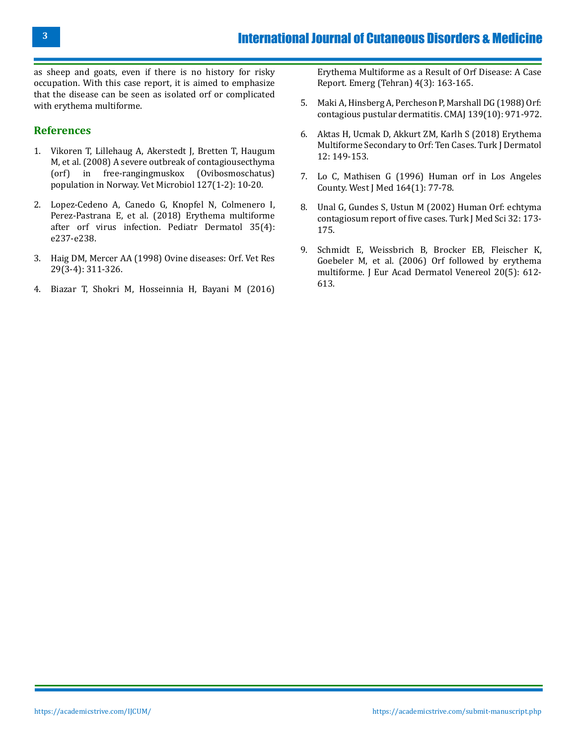as sheep and goats, even if there is no history for risky occupation. With this case report, it is aimed to emphasize that the disease can be seen as isolated orf or complicated with erythema multiforme.

## References

1. Vikoren T, Lillehaug A, Akerstedt J, Bretten T, Haugum M, et al. (2008) A severe outbreak of contagiousecthyma (orf) in free-rangingmuskox (Ovibosmoschatus) population in Norway. Vet Microbiol 127(1-2): 10-20.

2. Lopez-Cedeno A, Canedo G, Knopfel N, Colmenero I, Perez-Pastrana E, et al. (2018) Erythema multiforme after orf virus infection. Pediatr Dermatol 35(4): e237-e238.

3. Haig DM, Mercer AA (1998) Ovine diseases: Orf. Vet Res 29(3-4): 311-326.

4. Biazar T, Shokri M, Hosseinnia H, Bayani M (2016) Erythema Multiforme as a Result of Orf Disease: A Case Report. Emerg (Tehran) 4(3): 163-165.

5. Maki A, Hinsberg A, Percheson P, Marshall DG (1988) Orf: contagious pustular dermatitis. CMAJ 139(10): 971-972.

6. Aktas H, Ucmak D, Akkurt ZM, Karlh S (2018) Erythema Multiforme Secondary to Orf: Ten Cases. Turk J Dermatol 12: 149-153.

7. Lo C, Mathisen G (1996) Human orf in Los Angeles County. West J Med 164(1): 77-78.

8. Unal G, Gundes S, Ustun M (2002) Human Orf: echtyma contagiosum report of five cases. Turk J Med Sci 32: 173-175.

9. Schmidt E, Weissbrich B, Brocker EB, Fleischer K, Goebeler M, et al. (2006) Orf followed by erythema multiforme. J Eur Acad Dermatol Venereol 20(5): 612-613.